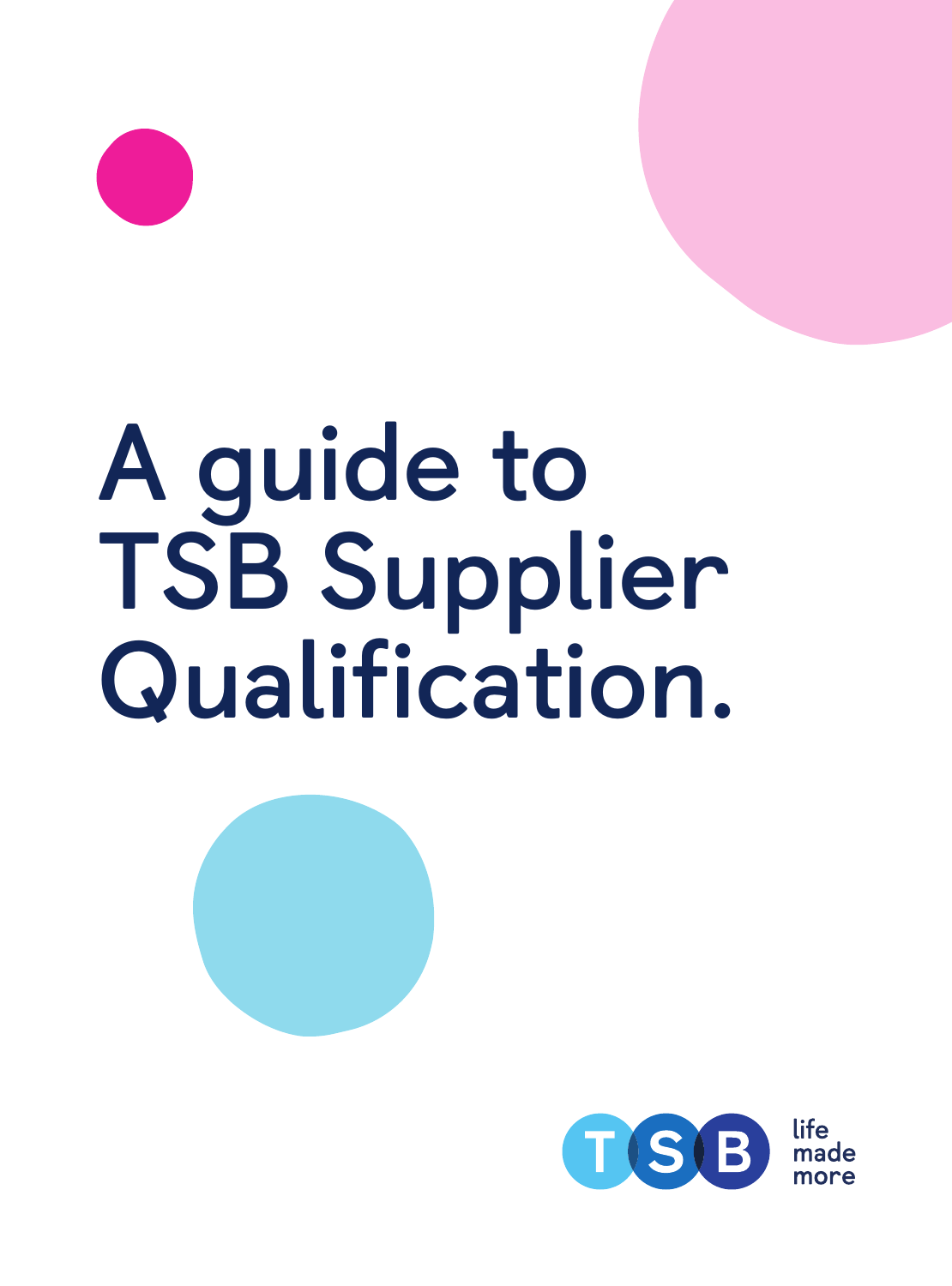# A guide to TSB Supplier Qualification.

TSB life made more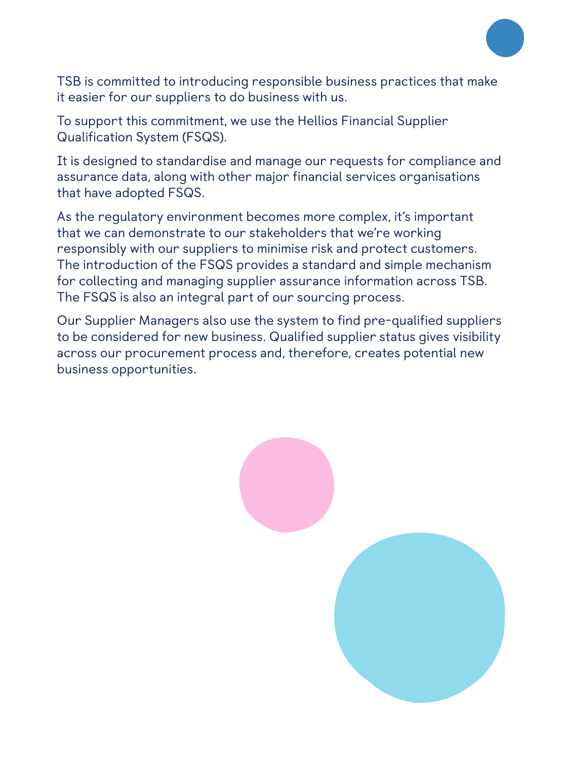TSB is committed to introducing responsible business practices that make it easier for our suppliers to do business with us.

To support this commitment, we use the Hellios Financial Supplier Qualification System (FSQS).

It is designed to standardise and manage our requests for compliance and assurance data, along with other major financial services organisations that have adopted FSQS.

As the regulatory environment becomes more complex, it's important that we can demonstrate to our stakeholders that we're working responsibly with our suppliers to minimise risk and protect customers. The introduction of the FSQS provides a standard and simple mechanism for collecting and managing supplier assurance information across TSB. The FSQS is also an integral part of our sourcing process.

Our Supplier Managers also use the system to find pre-qualified suppliers to be considered for new business. Qualified supplier status gives visibility across our procurement process and, therefore, creates potential new business opportunities.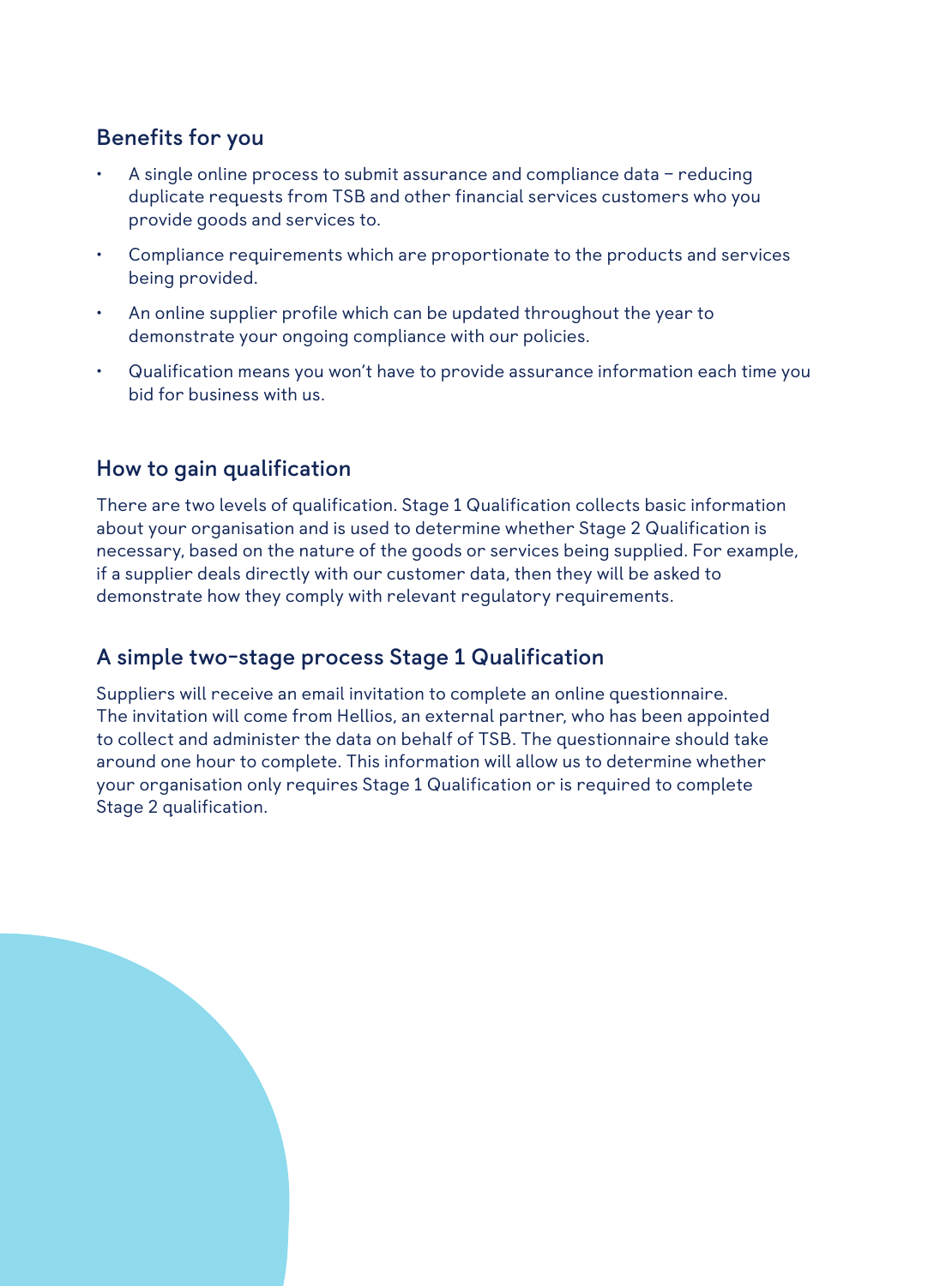## Benefits for you

- A single online process to submit assurance and compliance data – reducing duplicate requests from TSB and other financial services customers who you provide goods and services to.
- Compliance requirements which are proportionate to the products and services being provided.
- An online supplier profile which can be updated throughout the year to demonstrate your ongoing compliance with our policies.
- Qualification means you won't have to provide assurance information each time you bid for business with us.

## How to gain qualification

There are two levels of qualification. Stage 1 Qualification collects basic information about your organisation and is used to determine whether Stage 2 Qualification is necessary, based on the nature of the goods or services being supplied. For example, if a supplier deals directly with our customer data, then they will be asked to demonstrate how they comply with relevant regulatory requirements.

## A simple two-stage process Stage 1 Qualification

Suppliers will receive an email invitation to complete an online questionnaire. The invitation will come from Hellios, an external partner, who has been appointed to collect and administer the data on behalf of TSB. The questionnaire should take around one hour to complete. This information will allow us to determine whether your organisation only requires Stage 1 Qualification or is required to complete Stage 2 qualification.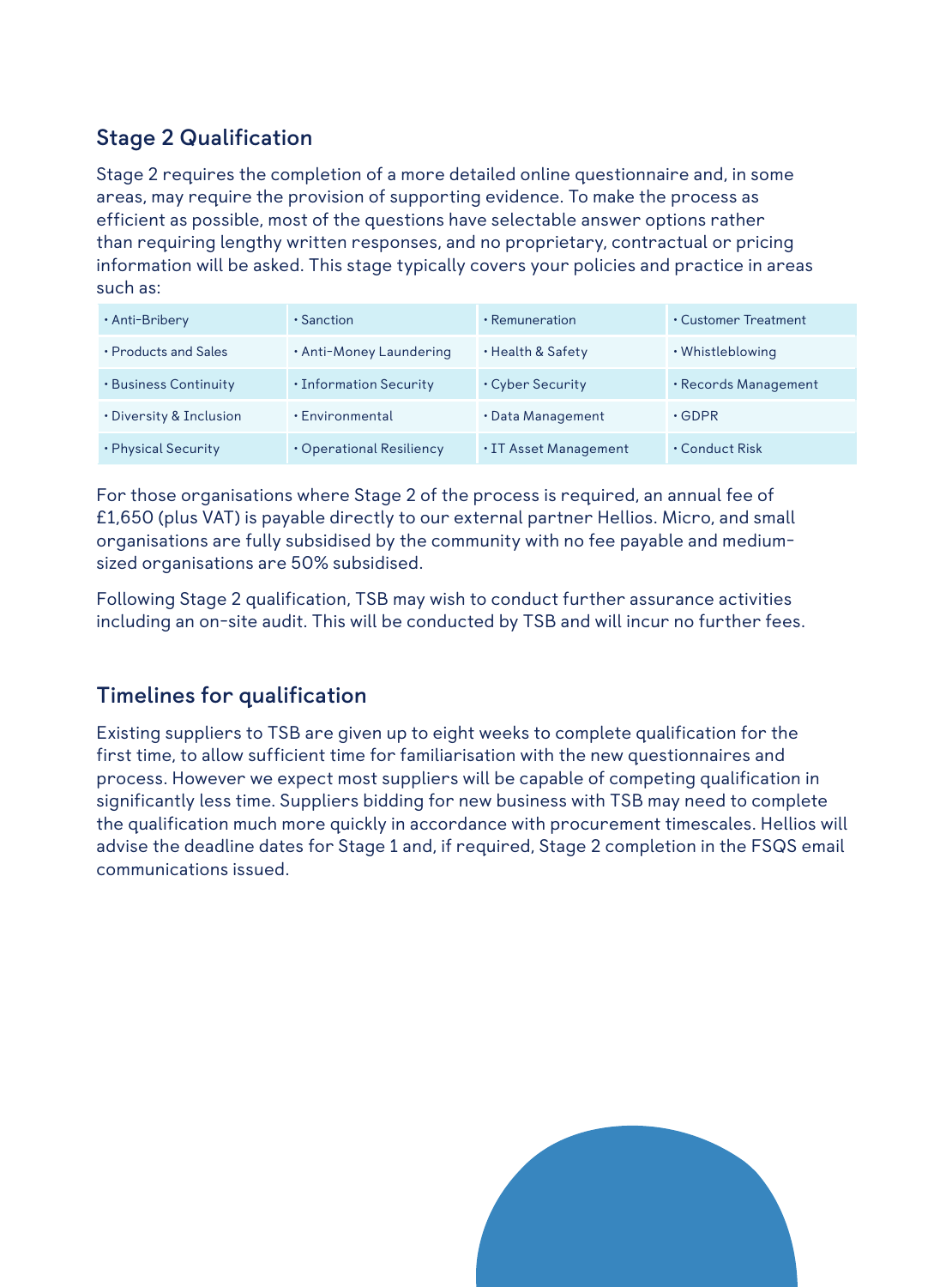## Stage 2 Qualification

Stage 2 requires the completion of a more detailed online questionnaire and, in some areas, may require the provision of supporting evidence. To make the process as efficient as possible, most of the questions have selectable answer options rather than requiring lengthy written responses, and no proprietary, contractual or pricing information will be asked. This stage typically covers your policies and practice in areas such as:

| | | | |
|---|---|---|---|
| • Anti-Bribery | • Sanction | • Remuneration | • Customer Treatment |
| • Products and Sales | • Anti-Money Laundering | • Health & Safety | • Whistleblowing |
| • Business Continuity | • Information Security | • Cyber Security | • Records Management |
| • Diversity & Inclusion | • Environmental | • Data Management | • GDPR |
| • Physical Security | • Operational Resiliency | • IT Asset Management | • Conduct Risk |

For those organisations where Stage 2 of the process is required, an annual fee of £1,650 (plus VAT) is payable directly to our external partner Hellios. Micro, and small organisations are fully subsidised by the community with no fee payable and medium-sized organisations are 50% subsidised.

Following Stage 2 qualification, TSB may wish to conduct further assurance activities including an on-site audit. This will be conducted by TSB and will incur no further fees.

## Timelines for qualification

Existing suppliers to TSB are given up to eight weeks to complete qualification for the first time, to allow sufficient time for familiarisation with the new questionnaires and process. However we expect most suppliers will be capable of competing qualification in significantly less time. Suppliers bidding for new business with TSB may need to complete the qualification much more quickly in accordance with procurement timescales. Hellios will advise the deadline dates for Stage 1 and, if required, Stage 2 completion in the FSQS email communications issued.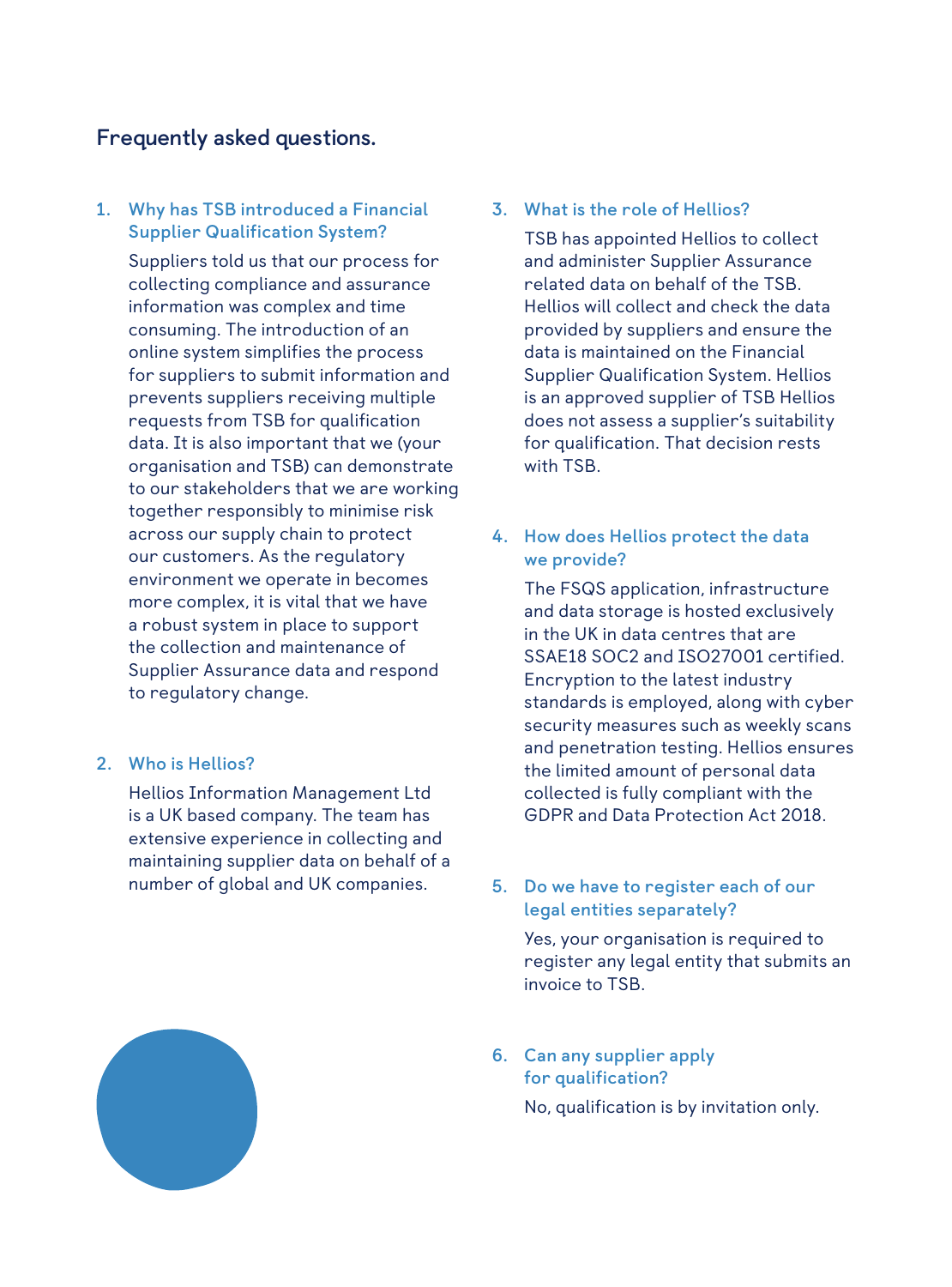## Frequently asked questions.

### 1. Why has TSB introduced a Financial Supplier Qualification System?

Suppliers told us that our process for collecting compliance and assurance information was complex and time consuming. The introduction of an online system simplifies the process for suppliers to submit information and prevents suppliers receiving multiple requests from TSB for qualification data. It is also important that we (your organisation and TSB) can demonstrate to our stakeholders that we are working together responsibly to minimise risk across our supply chain to protect our customers. As the regulatory environment we operate in becomes more complex, it is vital that we have a robust system in place to support the collection and maintenance of Supplier Assurance data and respond to regulatory change.

### 2. Who is Hellios?

Hellios Information Management Ltd is a UK based company. The team has extensive experience in collecting and maintaining supplier data on behalf of a number of global and UK companies.

### 3. What is the role of Hellios?

TSB has appointed Hellios to collect and administer Supplier Assurance related data on behalf of the TSB. Hellios will collect and check the data provided by suppliers and ensure the data is maintained on the Financial Supplier Qualification System. Hellios is an approved supplier of TSB Hellios does not assess a supplier's suitability for qualification. That decision rests with TSB.

### 4. How does Hellios protect the data we provide?

The FSQS application, infrastructure and data storage is hosted exclusively in the UK in data centres that are SSAE18 SOC2 and ISO27001 certified. Encryption to the latest industry standards is employed, along with cyber security measures such as weekly scans and penetration testing. Hellios ensures the limited amount of personal data collected is fully compliant with the GDPR and Data Protection Act 2018.

### 5. Do we have to register each of our legal entities separately?

Yes, your organisation is required to register any legal entity that submits an invoice to TSB.

### 6. Can any supplier apply for qualification?

No, qualification is by invitation only.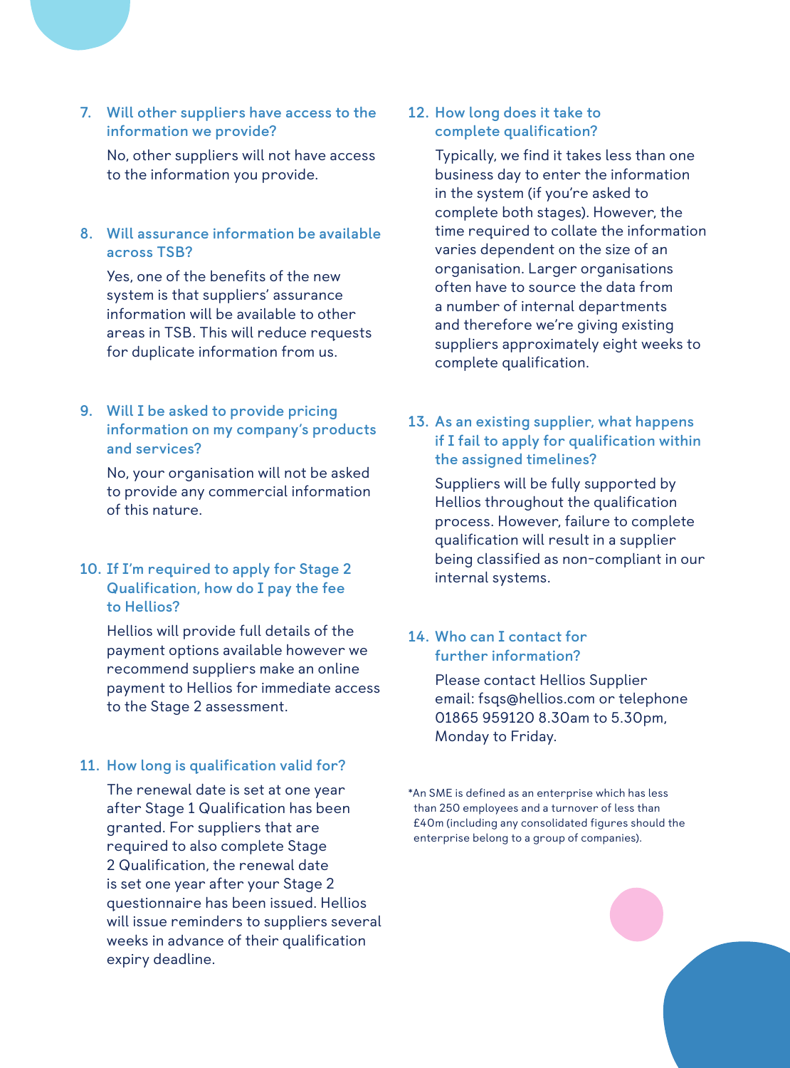### 7. Will other suppliers have access to the information we provide?

No, other suppliers will not have access to the information you provide.

### 8. Will assurance information be available across TSB?

Yes, one of the benefits of the new system is that suppliers' assurance information will be available to other areas in TSB. This will reduce requests for duplicate information from us.

### 9. Will I be asked to provide pricing information on my company's products and services?

No, your organisation will not be asked to provide any commercial information of this nature.

### 10. If I'm required to apply for Stage 2 Qualification, how do I pay the fee to Hellios?

Hellios will provide full details of the payment options available however we recommend suppliers make an online payment to Hellios for immediate access to the Stage 2 assessment.

### 11. How long is qualification valid for?

The renewal date is set at one year after Stage 1 Qualification has been granted. For suppliers that are required to also complete Stage 2 Qualification, the renewal date is set one year after your Stage 2 questionnaire has been issued. Hellios will issue reminders to suppliers several weeks in advance of their qualification expiry deadline.

### 12. How long does it take to complete qualification?

Typically, we find it takes less than one business day to enter the information in the system (if you're asked to complete both stages). However, the time required to collate the information varies dependent on the size of an organisation. Larger organisations often have to source the data from a number of internal departments and therefore we're giving existing suppliers approximately eight weeks to complete qualification.

### 13. As an existing supplier, what happens if I fail to apply for qualification within the assigned timelines?

Suppliers will be fully supported by Hellios throughout the qualification process. However, failure to complete qualification will result in a supplier being classified as non-compliant in our internal systems.

### 14. Who can I contact for further information?

Please contact Hellios Supplier email: fsqs@hellios.com or telephone 01865 959120 8.30am to 5.30pm, Monday to Friday.

*An SME is defined as an enterprise which has less than 250 employees and a turnover of less than £40m (including any consolidated figures should the enterprise belong to a group of companies).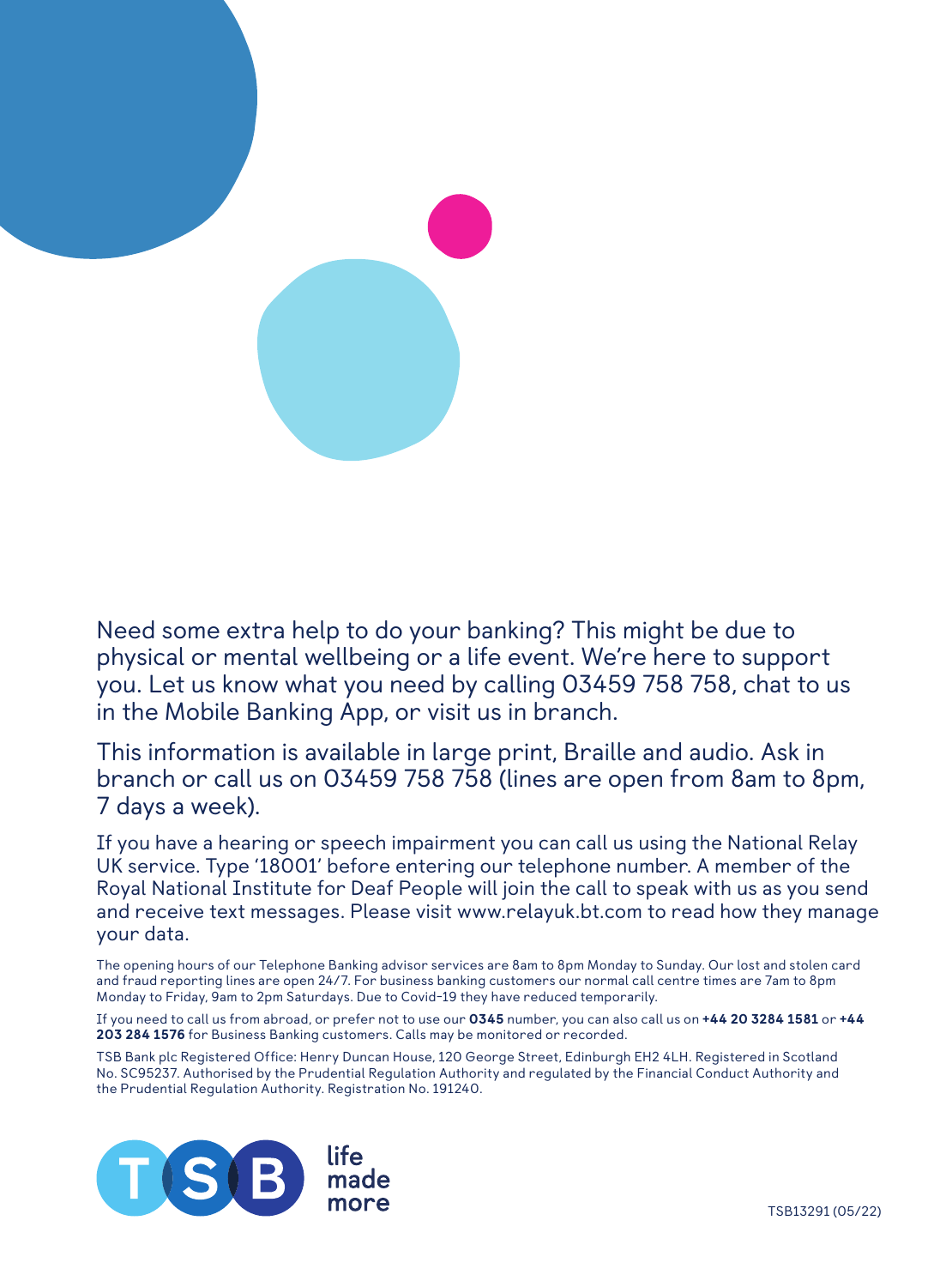Need some extra help to do your banking? This might be due to physical or mental wellbeing or a life event. We're here to support you. Let us know what you need by calling 03459 758 758, chat to us in the Mobile Banking App, or visit us in branch.

This information is available in large print, Braille and audio. Ask in branch or call us on 03459 758 758 (lines are open from 8am to 8pm, 7 days a week).

If you have a hearing or speech impairment you can call us using the National Relay UK service. Type '18001' before entering our telephone number. A member of the Royal National Institute for Deaf People will join the call to speak with us as you send and receive text messages. Please visit www.relayuk.bt.com to read how they manage your data.

The opening hours of our Telephone Banking advisor services are 8am to 8pm Monday to Sunday. Our lost and stolen card and fraud reporting lines are open 24/7. For business banking customers our normal call centre times are 7am to 8pm Monday to Friday, 9am to 2pm Saturdays. Due to Covid-19 they have reduced temporarily.

If you need to call us from abroad, or prefer not to use our **0345** number, you can also call us on **+44 20 3284 1581** or **+44 203 284 1576** for Business Banking customers. Calls may be monitored or recorded.

TSB Bank plc Registered Office: Henry Duncan House, 120 George Street, Edinburgh EH2 4LH. Registered in Scotland No. SC95237. Authorised by the Prudential Regulation Authority and regulated by the Financial Conduct Authority and the Prudential Regulation Authority. Registration No. 191240.

TSB life made more

TSB13291 (05/22)